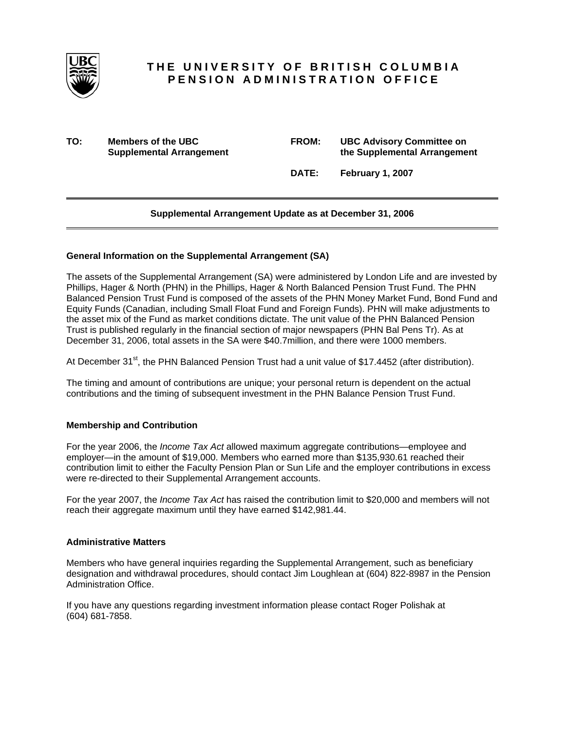# THE UNIVERSITY OF BRITISH COLUMBIA
## PENSION ADMINISTRATION OFFICE

**TO:** **Members of the UBC Supplemental Arrangement**

**FROM:** **UBC Advisory Committee on the Supplemental Arrangement**

**DATE:** **February 1, 2007**

---

**Supplemental Arrangement Update as at December 31, 2006**

---

### General Information on the Supplemental Arrangement (SA)

The assets of the Supplemental Arrangement (SA) were administered by London Life and are invested by Phillips, Hager & North (PHN) in the Phillips, Hager & North Balanced Pension Trust Fund. The PHN Balanced Pension Trust Fund is composed of the assets of the PHN Money Market Fund, Bond Fund and Equity Funds (Canadian, including Small Float Fund and Foreign Funds). PHN will make adjustments to the asset mix of the Fund as market conditions dictate. The unit value of the PHN Balanced Pension Trust is published regularly in the financial section of major newspapers (PHN Bal Pens Tr). As at December 31, 2006, total assets in the SA were $40.7million, and there were 1000 members.

At December 31st, the PHN Balanced Pension Trust had a unit value of $17.4452 (after distribution).

The timing and amount of contributions are unique; your personal return is dependent on the actual contributions and the timing of subsequent investment in the PHN Balance Pension Trust Fund.

### Membership and Contribution

For the year 2006, the *Income Tax Act* allowed maximum aggregate contributions—employee and employer—in the amount of $19,000. Members who earned more than $135,930.61 reached their contribution limit to either the Faculty Pension Plan or Sun Life and the employer contributions in excess were re-directed to their Supplemental Arrangement accounts.

For the year 2007, the *Income Tax Act* has raised the contribution limit to $20,000 and members will not reach their aggregate maximum until they have earned $142,981.44.

### Administrative Matters

Members who have general inquiries regarding the Supplemental Arrangement, such as beneficiary designation and withdrawal procedures, should contact Jim Loughlean at (604) 822-8987 in the Pension Administration Office.

If you have any questions regarding investment information please contact Roger Polishak at (604) 681-7858.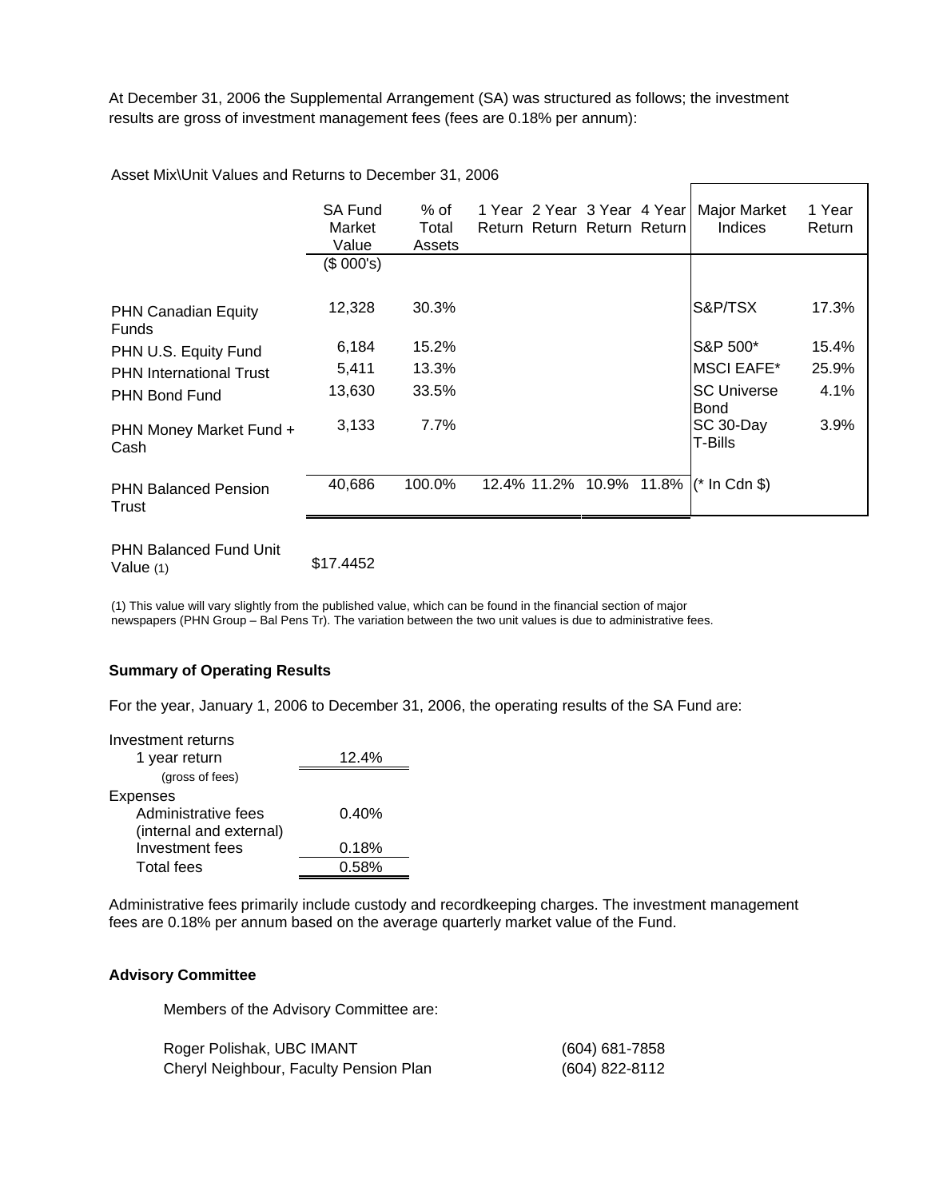At December 31, 2006 the Supplemental Arrangement (SA) was structured as follows; the investment results are gross of investment management fees (fees are 0.18% per annum):

Asset Mix\Unit Values and Returns to December 31, 2006

| | SA Fund Market Value ($ 000's) | % of Total Assets | 1 Year Return | 2 Year Return | 3 Year Return | 4 Year Return | Major Market Indices | 1 Year Return |
|---|---|---|---|---|---|---|---|---|
| PHN Canadian Equity Funds | 12,328 | 30.3% | | | | | S&P/TSX | 17.3% |
| PHN U.S. Equity Fund | 6,184 | 15.2% | | | | | S&P 500* | 15.4% |
| PHN International Trust | 5,411 | 13.3% | | | | | MSCI EAFE* | 25.9% |
| PHN Bond Fund | 13,630 | 33.5% | | | | | SC Universe Bond | 4.1% |
| PHN Money Market Fund + Cash | 3,133 | 7.7% | | | | | SC 30-Day T-Bills | 3.9% |
| PHN Balanced Pension Trust | 40,686 | 100.0% | 12.4% | 11.2% | 10.9% | 11.8% | (* In Cdn $) | |

PHN Balanced Fund Unit Value (1) $17.4452

(1) This value will vary slightly from the published value, which can be found in the financial section of major newspapers (PHN Group – Bal Pens Tr). The variation between the two unit values is due to administrative fees.

**Summary of Operating Results**

For the year, January 1, 2006 to December 31, 2006, the operating results of the SA Fund are:

| | |
|---|---|
| Investment returns | |
| 1 year return (gross of fees) | 12.4% |
| Expenses | |
| Administrative fees (internal and external) | 0.40% |
| Investment fees | 0.18% |
| Total fees | 0.58% |

Administrative fees primarily include custody and recordkeeping charges. The investment management fees are 0.18% per annum based on the average quarterly market value of the Fund.

**Advisory Committee**

Members of the Advisory Committee are:

| | |
|---|---|
| Roger Polishak, UBC IMANT | (604) 681-7858 |
| Cheryl Neighbour, Faculty Pension Plan | (604) 822-8112 |